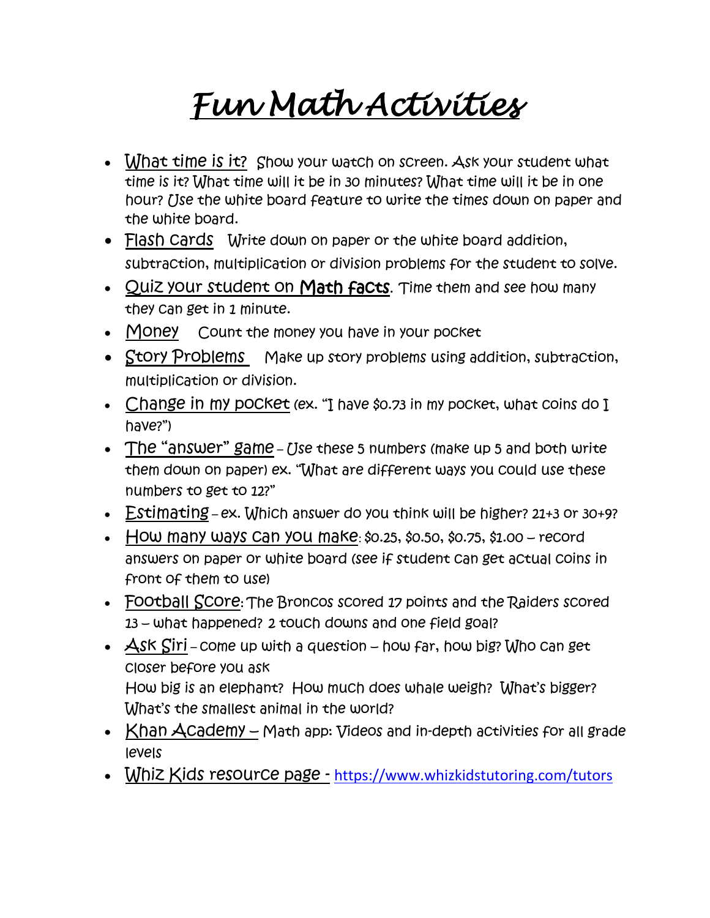# *Fun Math Activities*

- What time is it? Show your watch on screen. Ask your student what time is it? What time will it be in 30 minutes? What time will it be in one hour? Use the white board feature to write the times down on paper and the white board.
- Flash Cards Write down on paper or the white board addition, subtraction, multiplication or division problems for the student to solve.
- Quiz your student on Math facts. Time them and see how many they can get in 1 minute.
- Money Count the money you have in your pocket
- Story Problems Make up story problems using addition, subtraction, multiplication or division.
- Change in my pocket (ex. "I have $0.73 in my pocket, what coins do I have?")
- The "answer" game – Use these 5 numbers (make up 5 and both write them down on paper) ex. "What are different ways you could use these numbers to get to 12?"
- Estimating – ex. Which answer do you think will be higher? 21+3 or 30+9?
- How many ways can you make: $0.25, $0.50, $0.75, $1.00 – record answers on paper or white board (see if student can get actual coins in front of them to use)
- Football Score: The Broncos scored 17 points and the Raiders scored 13 – what happened? 2 touch downs and one field goal?
- Ask Siri – come up with a question – how far, how big? Who can get closer before you ask
  How big is an elephant? How much does whale weigh? What's bigger? What's the smallest animal in the world?
- Khan Academy – Math app: Videos and in-depth activities for all grade levels
- Whiz Kids resource page - https://www.whizkidstutoring.com/tutors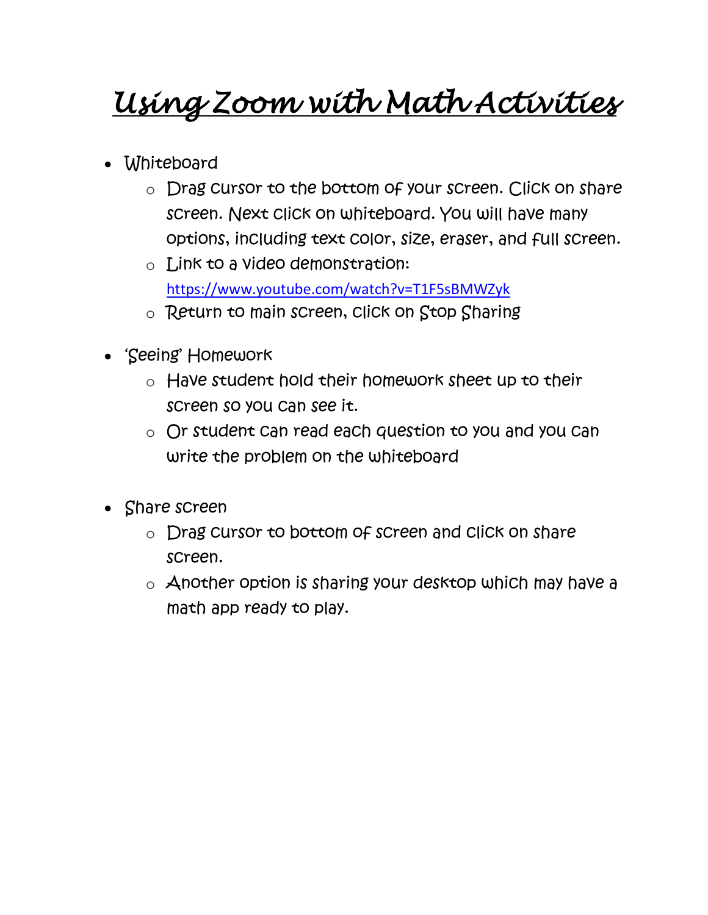# ***Using Zoom with Math Activities***

- Whiteboard
  - Drag cursor to the bottom of your screen. Click on share screen. Next click on whiteboard. You will have many options, including text color, size, eraser, and full screen.
  - Link to a video demonstration: https://www.youtube.com/watch?v=T1F5sBMWZyk
  - Return to main screen, click on Stop Sharing

- 'Seeing' Homework
  - Have student hold their homework sheet up to their screen so you can see it.
  - Or student can read each question to you and you can write the problem on the whiteboard

- Share screen
  - Drag cursor to bottom of screen and click on share screen.
  - Another option is sharing your desktop which may have a math app ready to play.